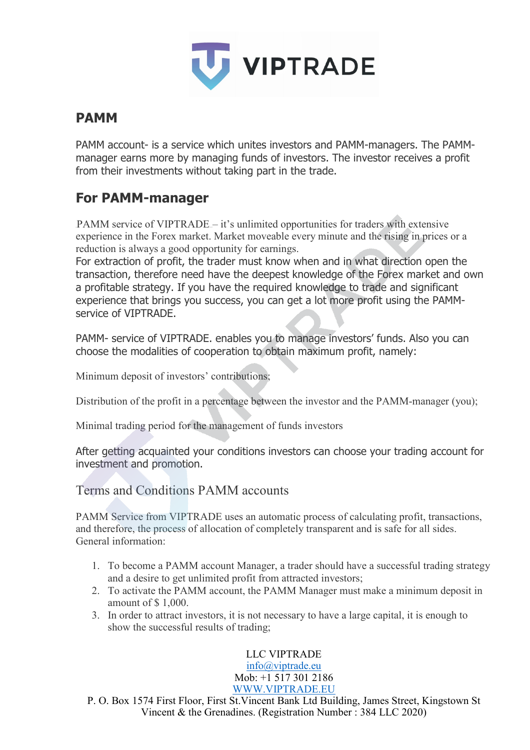# PAMM

PAMM account- is a service which unites investors and PAMM-managers. The PAMM-manager earns more by managing funds of investors. The investor receives a profit from their investments without taking part in the trade.

## For PAMM-manager

PAMM service of VIPTRADE – it's unlimited opportunities for traders with extensive experience in the Forex market. Market moveable every minute and the rising in prices or a reduction is always a good opportunity for earnings.

For extraction of profit, the trader must know when and in what direction open the transaction, therefore need have the deepest knowledge of the Forex market and own a profitable strategy. If you have the required knowledge to trade and significant experience that brings you success, you can get a lot more profit using the PAMM-service of VIPTRADE.

PAMM- service of VIPTRADE. enables you to manage investors' funds. Also you can choose the modalities of cooperation to obtain maximum profit, namely:

Minimum deposit of investors' contributions;

Distribution of the profit in a percentage between the investor and the PAMM-manager (you);

Minimal trading period for the management of funds investors

After getting acquainted your conditions investors can choose your trading account for investment and promotion.

## Terms and Conditions PAMM accounts

PAMM Service from VIPTRADE uses an automatic process of calculating profit, transactions, and therefore, the process of allocation of completely transparent and is safe for all sides. General information:

1. To become a PAMM account Manager, a trader should have a successful trading strategy and a desire to get unlimited profit from attracted investors;
2. To activate the PAMM account, the PAMM Manager must make a minimum deposit in amount of $ 1,000.
3. In order to attract investors, it is not necessary to have a large capital, it is enough to show the successful results of trading;

LLC VIPTRADE
info@viptrade.eu
Mob: +1 517 301 2186
WWW.VIPTRADE.EU
P. O. Box 1574 First Floor, First St.Vincent Bank Ltd Building, James Street, Kingstown St Vincent & the Grenadines. (Registration Number : 384 LLC 2020)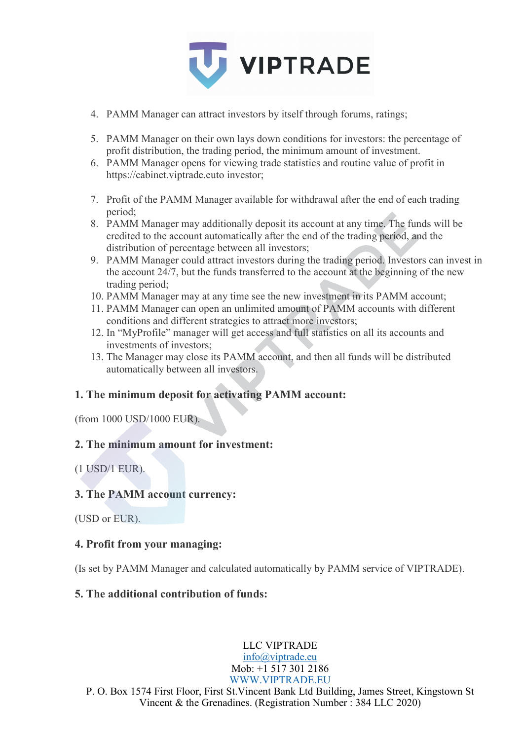4. PAMM Manager can attract investors by itself through forums, ratings;

5. PAMM Manager on their own lays down conditions for investors: the percentage of profit distribution, the trading period, the minimum amount of investment.
6. PAMM Manager opens for viewing trade statistics and routine value of profit in https://cabinet.viptrade.euto investor;

7. Profit of the PAMM Manager available for withdrawal after the end of each trading period;
8. PAMM Manager may additionally deposit its account at any time. The funds will be credited to the account automatically after the end of the trading period, and the distribution of percentage between all investors;
9. PAMM Manager could attract investors during the trading period. Investors can invest in the account 24/7, but the funds transferred to the account at the beginning of the new trading period;
10. PAMM Manager may at any time see the new investment in its PAMM account;
11. PAMM Manager can open an unlimited amount of PAMM accounts with different conditions and different strategies to attract more investors;
12. In "MyProfile" manager will get access and full statistics on all its accounts and investments of investors;
13. The Manager may close its PAMM account, and then all funds will be distributed automatically between all investors.

**1. The minimum deposit for activating PAMM account:**

(from 1000 USD/1000 EUR).

**2. The minimum amount for investment:**

(1 USD/1 EUR).

**3. The PAMM account currency:**

(USD or EUR).

**4. Profit from your managing:**

(Is set by PAMM Manager and calculated automatically by PAMM service of VIPTRADE).

**5. The additional contribution of funds:**

LLC VIPTRADE
info@viptrade.eu
Mob: +1 517 301 2186
WWW.VIPTRADE.EU
P. O. Box 1574 First Floor, First St.Vincent Bank Ltd Building, James Street, Kingstown St Vincent & the Grenadines. (Registration Number : 384 LLC 2020)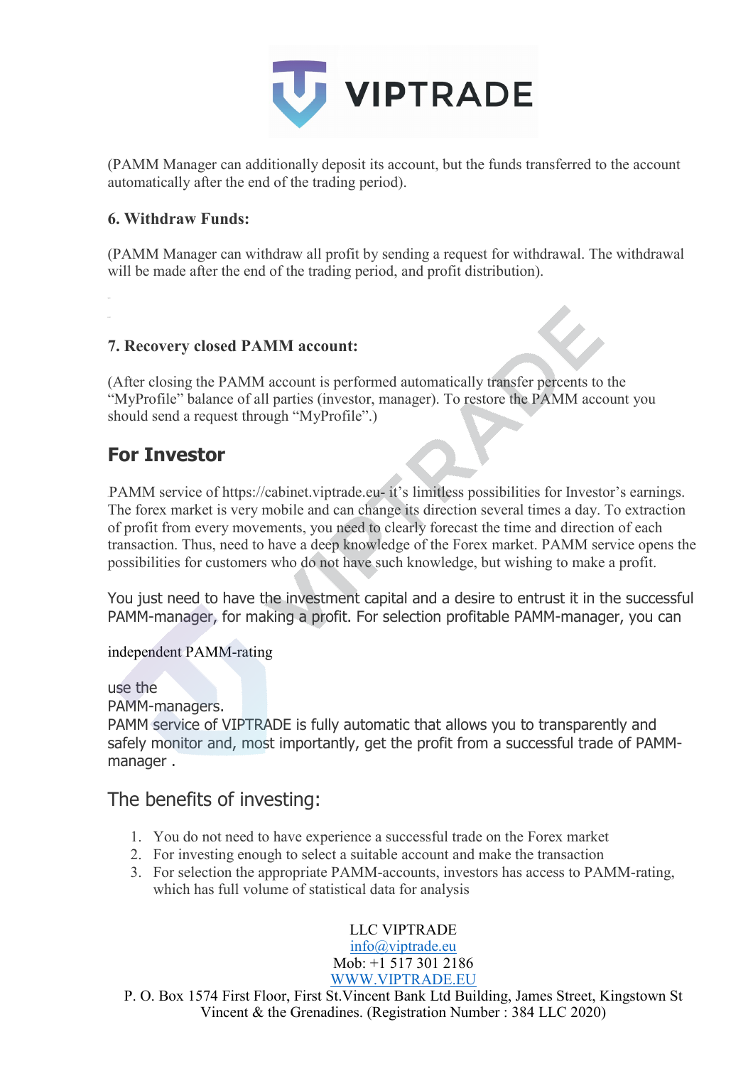(PAMM Manager can additionally deposit its account, but the funds transferred to the account automatically after the end of the trading period).

### 6. Withdraw Funds:

(PAMM Manager can withdraw all profit by sending a request for withdrawal. The withdrawal will be made after the end of the trading period, and profit distribution).

### 7. Recovery closed PAMM account:

(After closing the PAMM account is performed automatically transfer percents to the "MyProfile" balance of all parties (investor, manager). To restore the PAMM account you should send a request through "MyProfile".)

## For Investor

PAMM service of https://cabinet.viptrade.eu- it's limitless possibilities for Investor's earnings. The forex market is very mobile and can change its direction several times a day. To extraction of profit from every movements, you need to clearly forecast the time and direction of each transaction. Thus, need to have a deep knowledge of the Forex market. PAMM service opens the possibilities for customers who do not have such knowledge, but wishing to make a profit.

You just need to have the investment capital and a desire to entrust it in the successful PAMM-manager, for making a profit. For selection profitable PAMM-manager, you can

independent PAMM-rating

use the
PAMM-managers.
PAMM service of VIPTRADE is fully automatic that allows you to transparently and safely monitor and, most importantly, get the profit from a successful trade of PAMM-manager .

## The benefits of investing:

1. You do not need to have experience a successful trade on the Forex market
2. For investing enough to select a suitable account and make the transaction
3. For selection the appropriate PAMM-accounts, investors has access to PAMM-rating, which has full volume of statistical data for analysis

LLC VIPTRADE
info@viptrade.eu
Mob: +1 517 301 2186
WWW.VIPTRADE.EU
P. O. Box 1574 First Floor, First St.Vincent Bank Ltd Building, James Street, Kingstown St Vincent & the Grenadines. (Registration Number : 384 LLC 2020)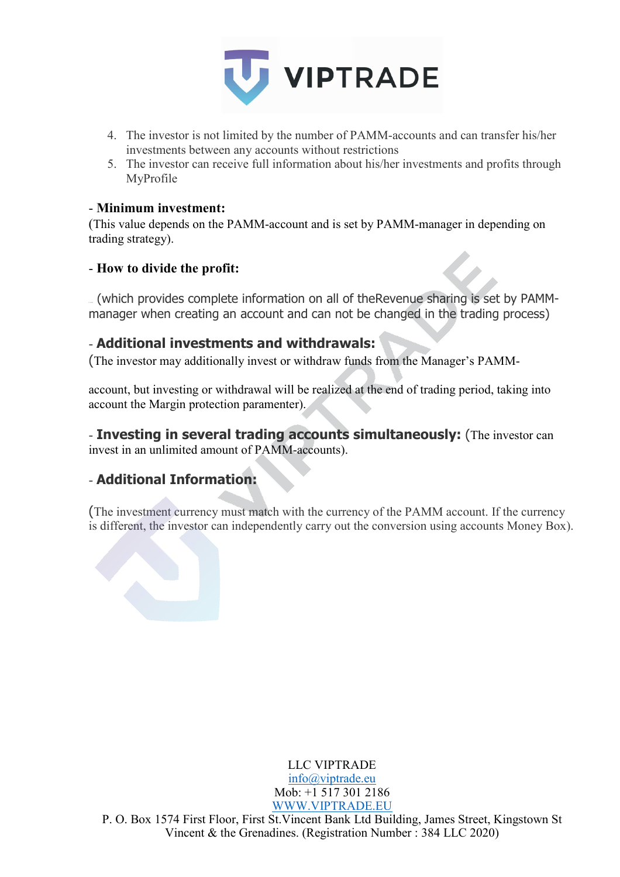4. The investor is not limited by the number of PAMM-accounts and can transfer his/her investments between any accounts without restrictions
5. The investor can receive full information about his/her investments and profits through MyProfile

- **Minimum investment:**

(This value depends on the PAMM-account and is set by PAMM-manager in depending on trading strategy).

- **How to divide the profit:**

(which provides complete information on all of theRevenue sharing is set by PAMM-manager when creating an account and can not be changed in the trading process)

- **Additional investments and withdrawals:**

(The investor may additionally invest or withdraw funds from the Manager's PAMM-

account, but investing or withdrawal will be realized at the end of trading period, taking into account the Margin protection paramenter).

- **Investing in several trading accounts simultaneously:** (The investor can invest in an unlimited amount of PAMM-accounts).

- **Additional Information:**

(The investment currency must match with the currency of the PAMM account. If the currency is different, the investor can independently carry out the conversion using accounts Money Box).

LLC VIPTRADE
info@viptrade.eu
Mob: +1 517 301 2186
WWW.VIPTRADE.EU
P. O. Box 1574 First Floor, First St.Vincent Bank Ltd Building, James Street, Kingstown St Vincent & the Grenadines. (Registration Number : 384 LLC 2020)